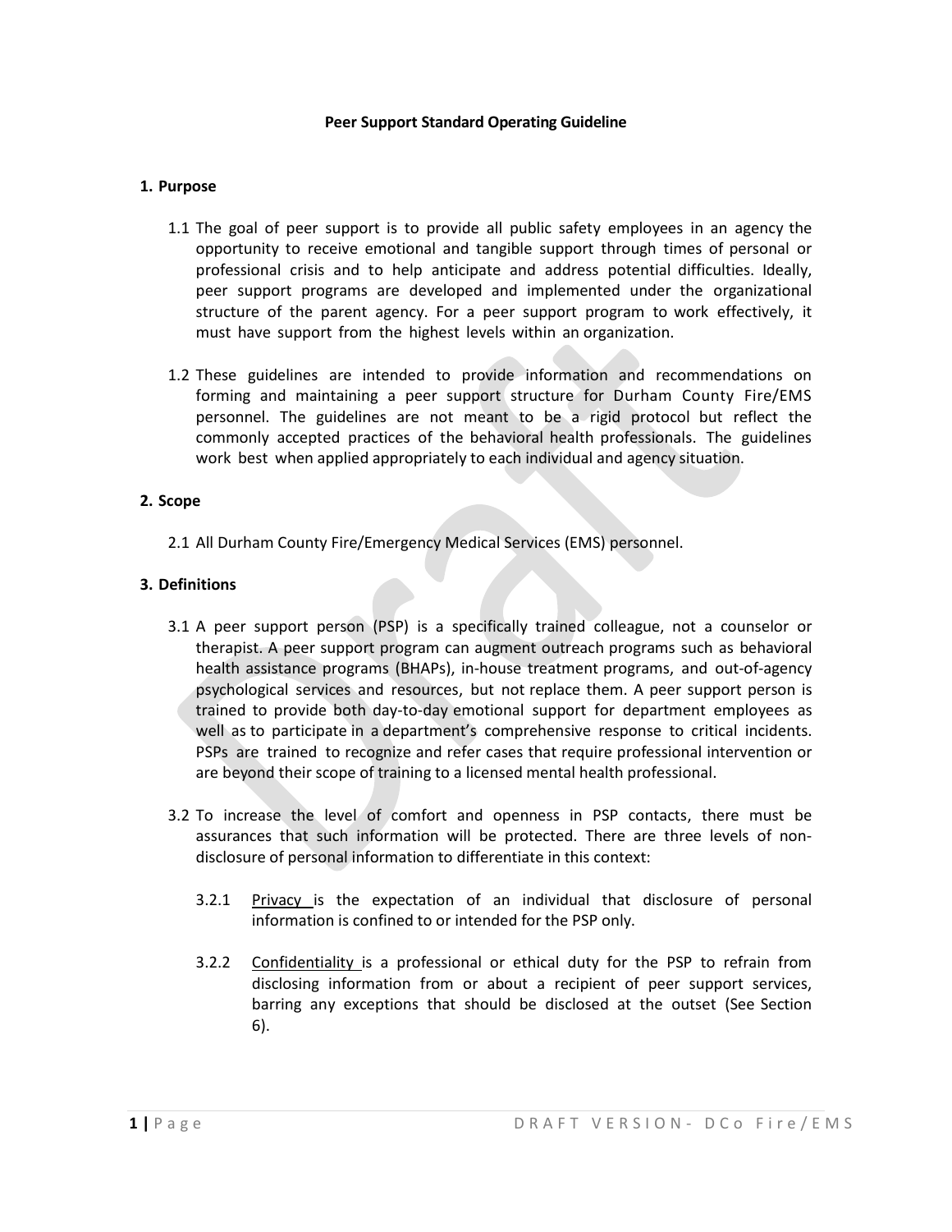# Peer Support Standard Operating Guideline

## 1. Purpose

1.1 The goal of peer support is to provide all public safety employees in an agency the opportunity to receive emotional and tangible support through times of personal or professional crisis and to help anticipate and address potential difficulties. Ideally, peer support programs are developed and implemented under the organizational structure of the parent agency. For a peer support program to work effectively, it must have support from the highest levels within an organization.

1.2 These guidelines are intended to provide information and recommendations on forming and maintaining a peer support structure for Durham County Fire/EMS personnel. The guidelines are not meant to be a rigid protocol but reflect the commonly accepted practices of the behavioral health professionals. The guidelines work best when applied appropriately to each individual and agency situation.

## 2. Scope

2.1 All Durham County Fire/Emergency Medical Services (EMS) personnel.

## 3. Definitions

3.1 A peer support person (PSP) is a specifically trained colleague, not a counselor or therapist. A peer support program can augment outreach programs such as behavioral health assistance programs (BHAPs), in-house treatment programs, and out-of-agency psychological services and resources, but not replace them. A peer support person is trained to provide both day-to-day emotional support for department employees as well as to participate in a department's comprehensive response to critical incidents. PSPs are trained to recognize and refer cases that require professional intervention or are beyond their scope of training to a licensed mental health professional.

3.2 To increase the level of comfort and openness in PSP contacts, there must be assurances that such information will be protected. There are three levels of non-disclosure of personal information to differentiate in this context:

3.2.1 Privacy is the expectation of an individual that disclosure of personal information is confined to or intended for the PSP only.

3.2.2 Confidentiality is a professional or ethical duty for the PSP to refrain from disclosing information from or about a recipient of peer support services, barring any exceptions that should be disclosed at the outset (See Section 6).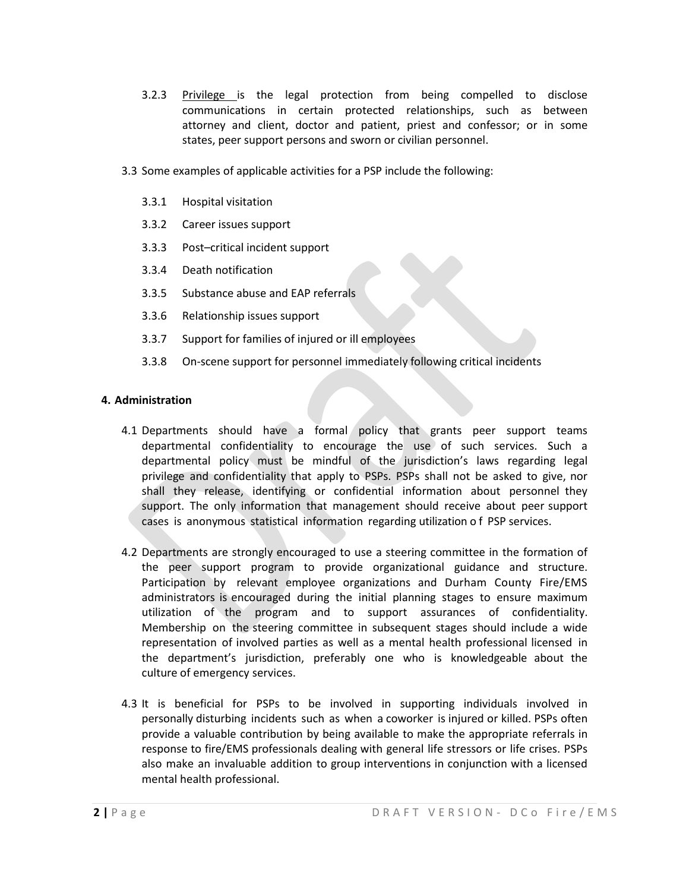3.2.3 Privilege is the legal protection from being compelled to disclose communications in certain protected relationships, such as between attorney and client, doctor and patient, priest and confessor; or in some states, peer support persons and sworn or civilian personnel.

3.3 Some examples of applicable activities for a PSP include the following:

3.3.1 Hospital visitation

3.3.2 Career issues support

3.3.3 Post–critical incident support

3.3.4 Death notification

3.3.5 Substance abuse and EAP referrals

3.3.6 Relationship issues support

3.3.7 Support for families of injured or ill employees

3.3.8 On-scene support for personnel immediately following critical incidents

## 4. Administration

4.1 Departments should have a formal policy that grants peer support teams departmental confidentiality to encourage the use of such services. Such a departmental policy must be mindful of the jurisdiction's laws regarding legal privilege and confidentiality that apply to PSPs. PSPs shall not be asked to give, nor shall they release, identifying or confidential information about personnel they support. The only information that management should receive about peer support cases is anonymous statistical information regarding utilization o f PSP services.

4.2 Departments are strongly encouraged to use a steering committee in the formation of the peer support program to provide organizational guidance and structure. Participation by relevant employee organizations and Durham County Fire/EMS administrators is encouraged during the initial planning stages to ensure maximum utilization of the program and to support assurances of confidentiality. Membership on the steering committee in subsequent stages should include a wide representation of involved parties as well as a mental health professional licensed in the department's jurisdiction, preferably one who is knowledgeable about the culture of emergency services.

4.3 It is beneficial for PSPs to be involved in supporting individuals involved in personally disturbing incidents such as when a coworker is injured or killed. PSPs often provide a valuable contribution by being available to make the appropriate referrals in response to fire/EMS professionals dealing with general life stressors or life crises. PSPs also make an invaluable addition to group interventions in conjunction with a licensed mental health professional.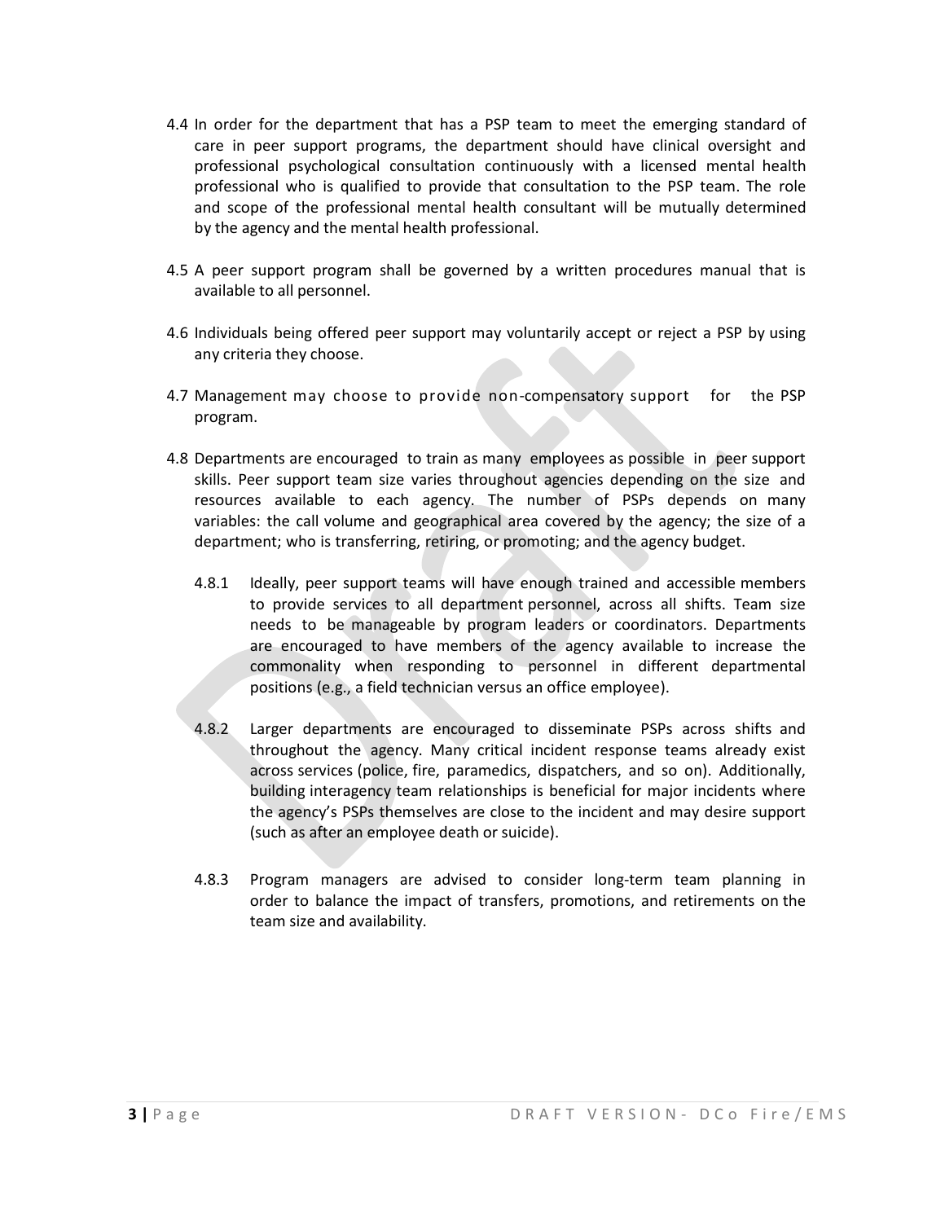4.4 In order for the department that has a PSP team to meet the emerging standard of care in peer support programs, the department should have clinical oversight and professional psychological consultation continuously with a licensed mental health professional who is qualified to provide that consultation to the PSP team. The role and scope of the professional mental health consultant will be mutually determined by the agency and the mental health professional.

4.5 A peer support program shall be governed by a written procedures manual that is available to all personnel.

4.6 Individuals being offered peer support may voluntarily accept or reject a PSP by using any criteria they choose.

4.7 Management may choose to provide non-compensatory support for the PSP program.

4.8 Departments are encouraged to train as many employees as possible in peer support skills. Peer support team size varies throughout agencies depending on the size and resources available to each agency. The number of PSPs depends on many variables: the call volume and geographical area covered by the agency; the size of a department; who is transferring, retiring, or promoting; and the agency budget.

4.8.1 Ideally, peer support teams will have enough trained and accessible members to provide services to all department personnel, across all shifts. Team size needs to be manageable by program leaders or coordinators. Departments are encouraged to have members of the agency available to increase the commonality when responding to personnel in different departmental positions (e.g., a field technician versus an office employee).

4.8.2 Larger departments are encouraged to disseminate PSPs across shifts and throughout the agency. Many critical incident response teams already exist across services (police, fire, paramedics, dispatchers, and so on). Additionally, building interagency team relationships is beneficial for major incidents where the agency's PSPs themselves are close to the incident and may desire support (such as after an employee death or suicide).

4.8.3 Program managers are advised to consider long-term team planning in order to balance the impact of transfers, promotions, and retirements on the team size and availability.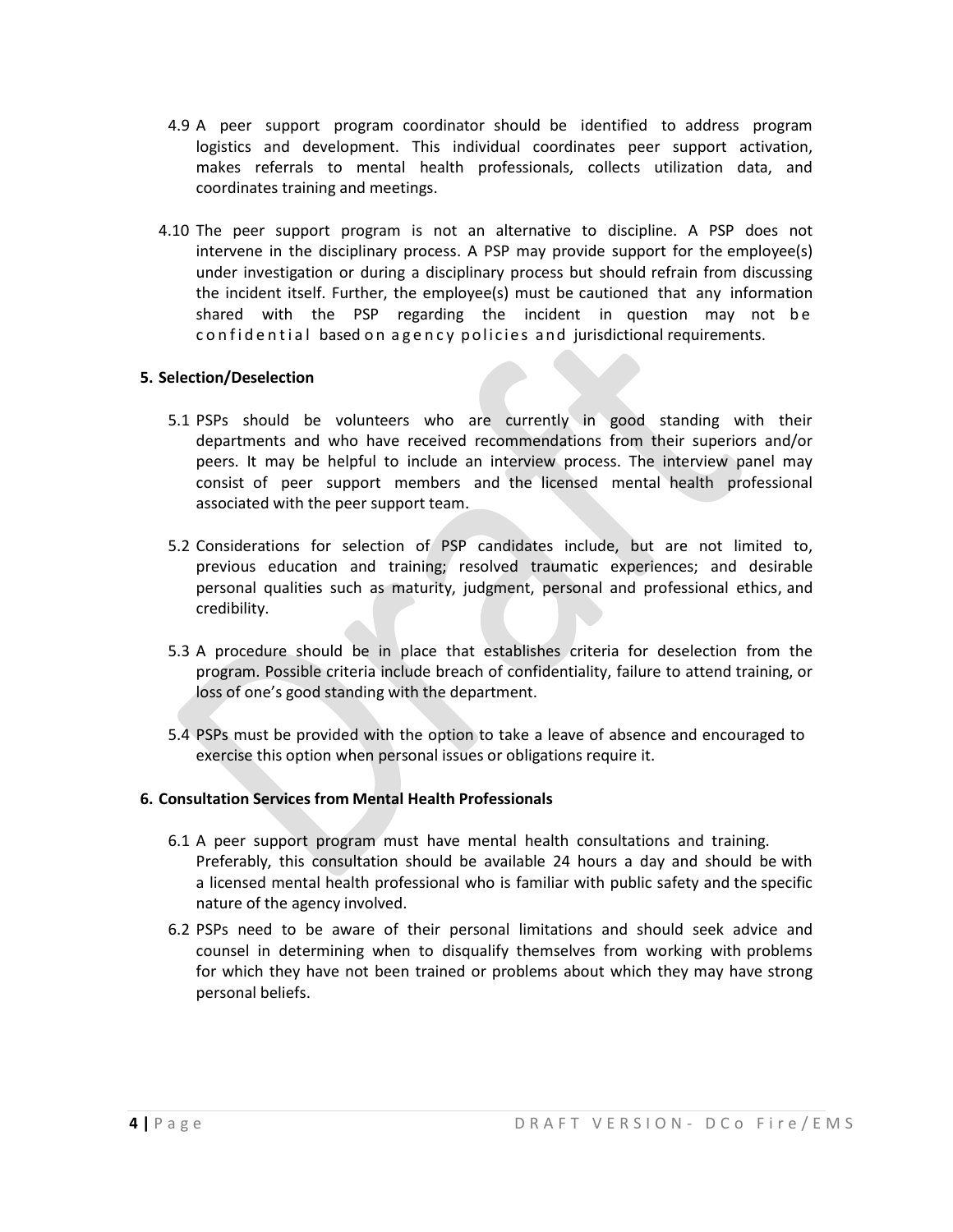4.9 A peer support program coordinator should be identified to address program logistics and development. This individual coordinates peer support activation, makes referrals to mental health professionals, collects utilization data, and coordinates training and meetings.

4.10 The peer support program is not an alternative to discipline. A PSP does not intervene in the disciplinary process. A PSP may provide support for the employee(s) under investigation or during a disciplinary process but should refrain from discussing the incident itself. Further, the employee(s) must be cautioned that any information shared with the PSP regarding the incident in question may not be confidential based on agency policies and jurisdictional requirements.

## 5. Selection/Deselection

5.1 PSPs should be volunteers who are currently in good standing with their departments and who have received recommendations from their superiors and/or peers. It may be helpful to include an interview process. The interview panel may consist of peer support members and the licensed mental health professional associated with the peer support team.

5.2 Considerations for selection of PSP candidates include, but are not limited to, previous education and training; resolved traumatic experiences; and desirable personal qualities such as maturity, judgment, personal and professional ethics, and credibility.

5.3 A procedure should be in place that establishes criteria for deselection from the program. Possible criteria include breach of confidentiality, failure to attend training, or loss of one's good standing with the department.

5.4 PSPs must be provided with the option to take a leave of absence and encouraged to exercise this option when personal issues or obligations require it.

## 6. Consultation Services from Mental Health Professionals

6.1 A peer support program must have mental health consultations and training. Preferably, this consultation should be available 24 hours a day and should be with a licensed mental health professional who is familiar with public safety and the specific nature of the agency involved.

6.2 PSPs need to be aware of their personal limitations and should seek advice and counsel in determining when to disqualify themselves from working with problems for which they have not been trained or problems about which they may have strong personal beliefs.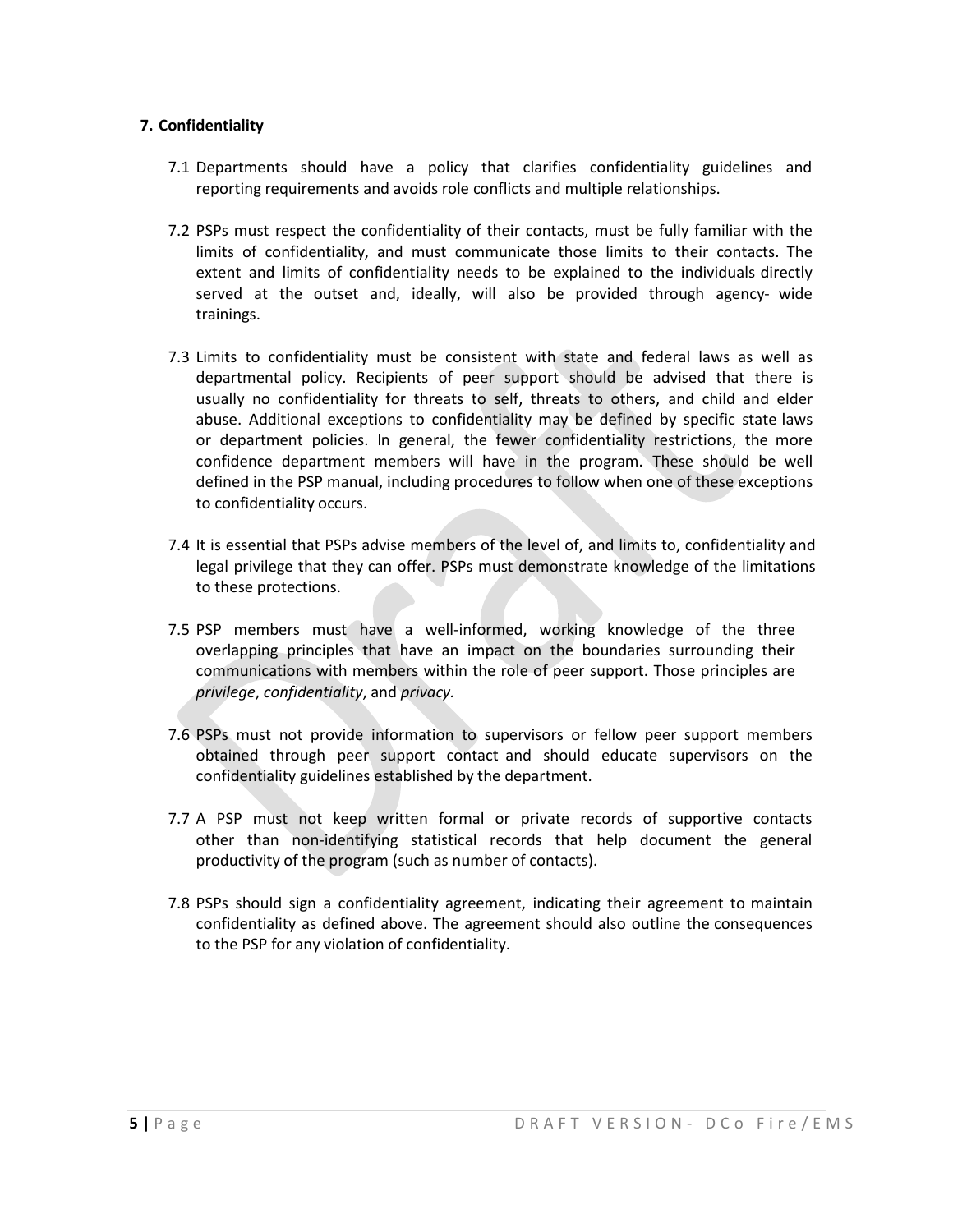## 7. Confidentiality

7.1 Departments should have a policy that clarifies confidentiality guidelines and reporting requirements and avoids role conflicts and multiple relationships.

7.2 PSPs must respect the confidentiality of their contacts, must be fully familiar with the limits of confidentiality, and must communicate those limits to their contacts. The extent and limits of confidentiality needs to be explained to the individuals directly served at the outset and, ideally, will also be provided through agency- wide trainings.

7.3 Limits to confidentiality must be consistent with state and federal laws as well as departmental policy. Recipients of peer support should be advised that there is usually no confidentiality for threats to self, threats to others, and child and elder abuse. Additional exceptions to confidentiality may be defined by specific state laws or department policies. In general, the fewer confidentiality restrictions, the more confidence department members will have in the program. These should be well defined in the PSP manual, including procedures to follow when one of these exceptions to confidentiality occurs.

7.4 It is essential that PSPs advise members of the level of, and limits to, confidentiality and legal privilege that they can offer. PSPs must demonstrate knowledge of the limitations to these protections.

7.5 PSP members must have a well-informed, working knowledge of the three overlapping principles that have an impact on the boundaries surrounding their communications with members within the role of peer support. Those principles are *privilege*, *confidentiality*, and *privacy.*

7.6 PSPs must not provide information to supervisors or fellow peer support members obtained through peer support contact and should educate supervisors on the confidentiality guidelines established by the department.

7.7 A PSP must not keep written formal or private records of supportive contacts other than non-identifying statistical records that help document the general productivity of the program (such as number of contacts).

7.8 PSPs should sign a confidentiality agreement, indicating their agreement to maintain confidentiality as defined above. The agreement should also outline the consequences to the PSP for any violation of confidentiality.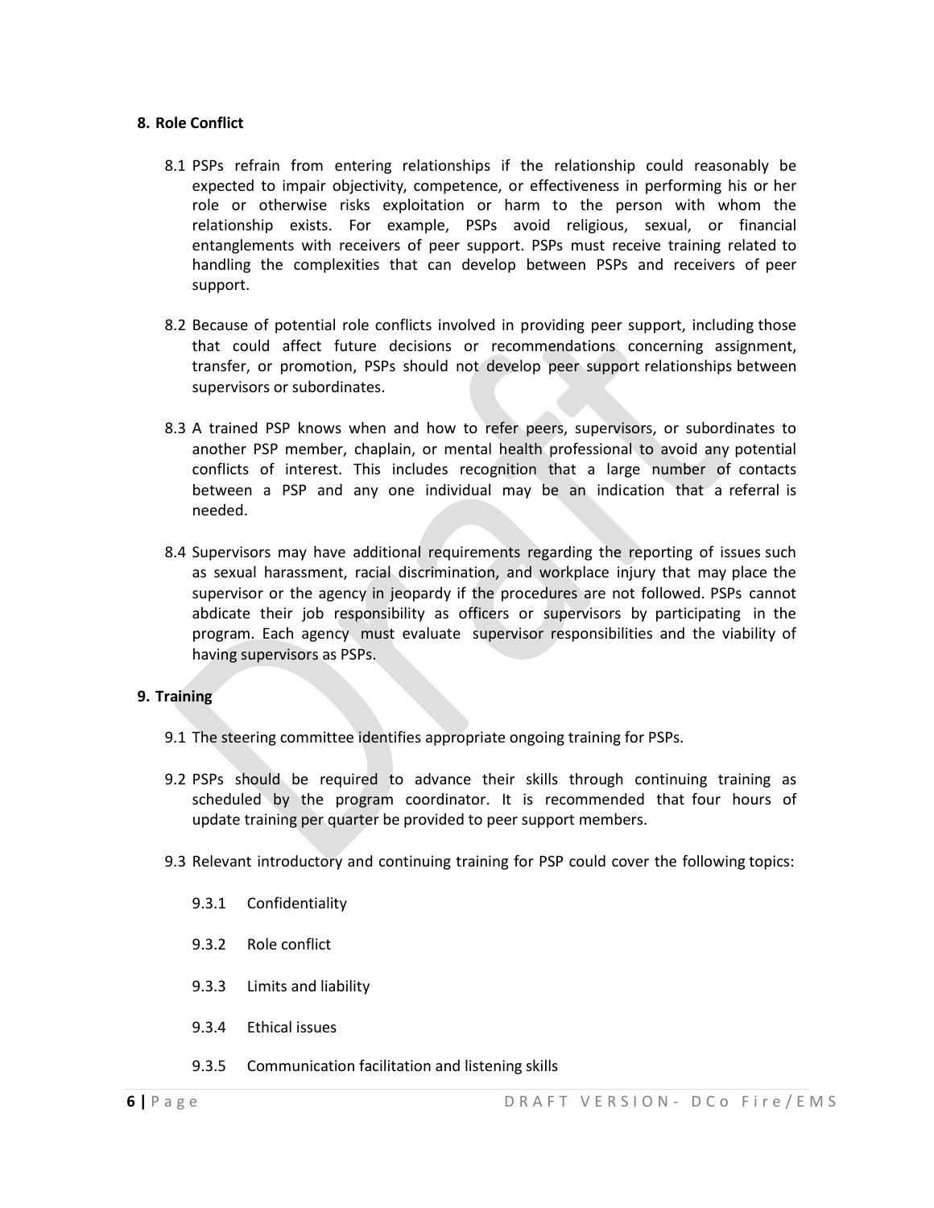## 8. Role Conflict

8.1 PSPs refrain from entering relationships if the relationship could reasonably be expected to impair objectivity, competence, or effectiveness in performing his or her role or otherwise risks exploitation or harm to the person with whom the relationship exists. For example, PSPs avoid religious, sexual, or financial entanglements with receivers of peer support. PSPs must receive training related to handling the complexities that can develop between PSPs and receivers of peer support.

8.2 Because of potential role conflicts involved in providing peer support, including those that could affect future decisions or recommendations concerning assignment, transfer, or promotion, PSPs should not develop peer support relationships between supervisors or subordinates.

8.3 A trained PSP knows when and how to refer peers, supervisors, or subordinates to another PSP member, chaplain, or mental health professional to avoid any potential conflicts of interest. This includes recognition that a large number of contacts between a PSP and any one individual may be an indication that a referral is needed.

8.4 Supervisors may have additional requirements regarding the reporting of issues such as sexual harassment, racial discrimination, and workplace injury that may place the supervisor or the agency in jeopardy if the procedures are not followed. PSPs cannot abdicate their job responsibility as officers or supervisors by participating in the program. Each agency must evaluate supervisor responsibilities and the viability of having supervisors as PSPs.

## 9. Training

9.1 The steering committee identifies appropriate ongoing training for PSPs.

9.2 PSPs should be required to advance their skills through continuing training as scheduled by the program coordinator. It is recommended that four hours of update training per quarter be provided to peer support members.

9.3 Relevant introductory and continuing training for PSP could cover the following topics:

- 9.3.1 Confidentiality
- 9.3.2 Role conflict
- 9.3.3 Limits and liability
- 9.3.4 Ethical issues
- 9.3.5 Communication facilitation and listening skills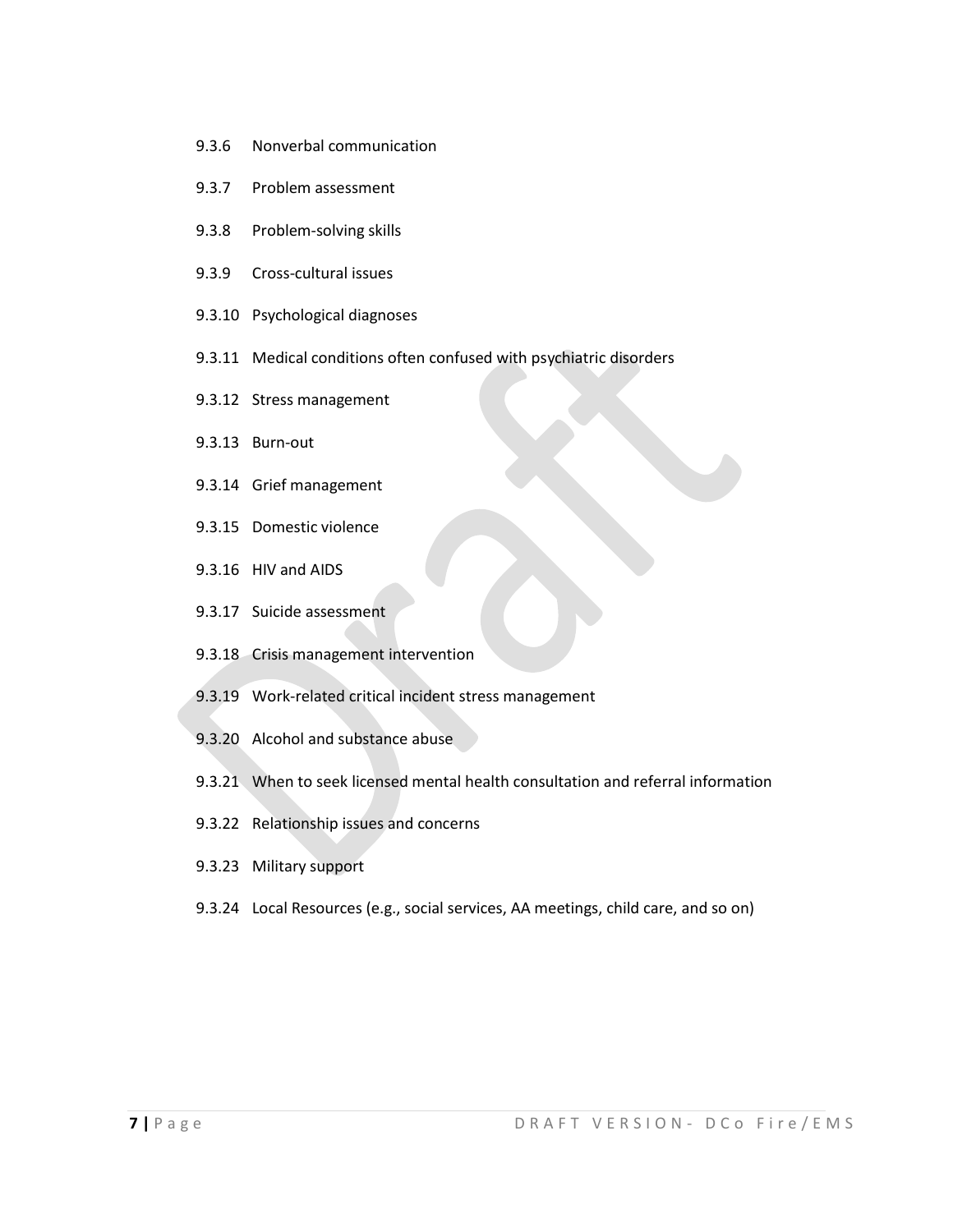9.3.6 Nonverbal communication

9.3.7 Problem assessment

9.3.8 Problem-solving skills

9.3.9 Cross-cultural issues

9.3.10 Psychological diagnoses

9.3.11 Medical conditions often confused with psychiatric disorders

9.3.12 Stress management

9.3.13 Burn-out

9.3.14 Grief management

9.3.15 Domestic violence

9.3.16 HIV and AIDS

9.3.17 Suicide assessment

9.3.18 Crisis management intervention

9.3.19 Work-related critical incident stress management

9.3.20 Alcohol and substance abuse

9.3.21 When to seek licensed mental health consultation and referral information

9.3.22 Relationship issues and concerns

9.3.23 Military support

9.3.24 Local Resources (e.g., social services, AA meetings, child care, and so on)